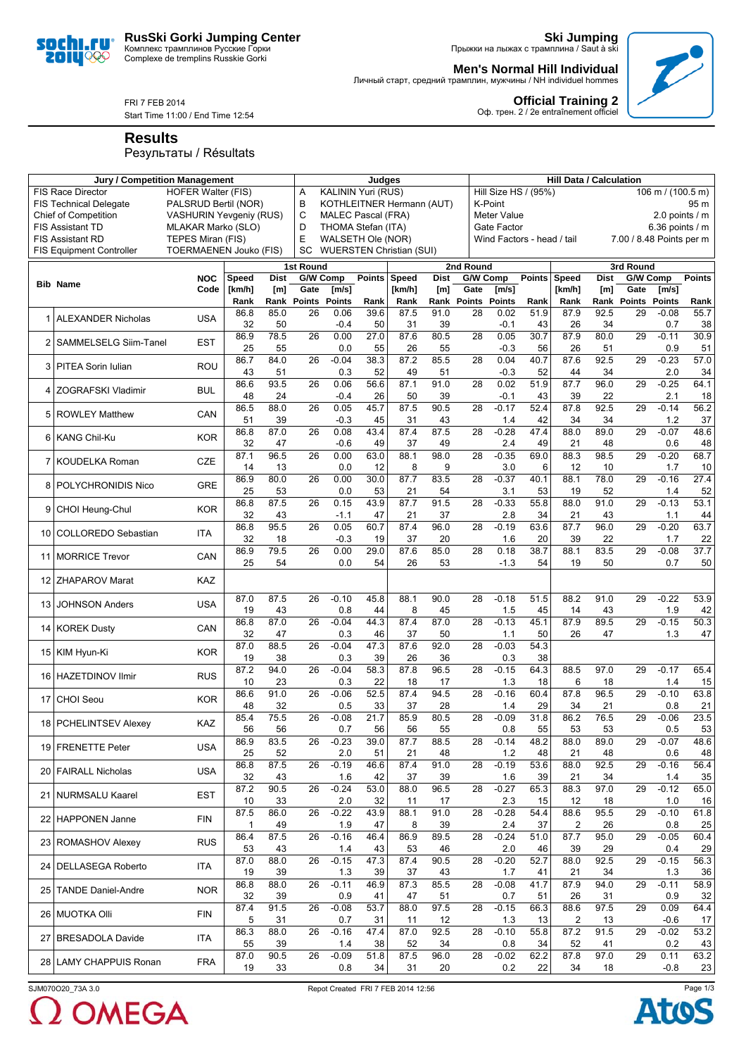**RusSki Gorki Jumping Center**
Комплекс трамплинов Русские Горки
Complexe de tremplins Russkie Gorki

**Ski Jumping**
Прыжки на лыжах с трамплина / Saut à ski

**Men's Normal Hill Individual**
Личный старт, средний трамплин, мужчины / NH individuel hommes

**Official Training 2**
Оф. трен. 2 / 2e entraînement officiel

FRI 7 FEB 2014
Start Time 11:00 / End Time 12:54

# Results

Результаты / Résultats

| Jury / Competition Management | |
|---|---|
| FIS Race Director | HOFER Walter (FIS) |
| FIS Technical Delegate | PALSRUD Bertil (NOR) |
| Chief of Competition | VASHURIN Yevgeniy (RUS) |
| FIS Assistant TD | MLAKAR Marko (SLO) |
| FIS Assistant RD | TEPES Miran (FIS) |
| FIS Equipment Controller | TOERMAENEN Jouko (FIS) |

| Judges | |
|---|---|
| A | KALININ Yuri (RUS) |
| B | KOTHLEITNER Hermann (AUT) |
| C | MALEC Pascal (FRA) |
| D | THOMA Stefan (ITA) |
| E | WALSETH Ole (NOR) |
| SC | WUERSTEN Christian (SUI) |

| Hill Data / Calculation | |
|---|---|
| Hill Size HS / (95%) | 106 m / (100.5 m) |
| K-Point | 95 m |
| Meter Value | 2.0 points / m |
| Gate Factor | 6.36 points / m |
| Wind Factors - head / tail | 7.00 / 8.48 Points per m |

| Bib | Name | NOC Code | 1st Round Speed [km/h] / Rank | Dist [m] / Rank | G/W Comp Gate / Points | [m/s] / Points | Points / Rank | 2nd Round Speed [km/h] / Rank | Dist [m] / Rank | G/W Comp Gate / Points | [m/s] / Points | Points / Rank | 3rd Round Speed [km/h] / Rank | Dist [m] / Rank | G/W Comp Gate / Points | [m/s] / Points | Points / Rank |
|---|---|---|---|---|---|---|---|---|---|---|---|---|---|---|---|---|---|
| 1 | ALEXANDER Nicholas | USA | 86.8 / 32 | 85.0 / 50 | 26 | 0.06 / -0.4 | 39.6 / 50 | 87.5 / 31 | 91.0 / 39 | 28 | 0.02 / -0.1 | 51.9 / 43 | 87.9 / 26 | 92.5 / 34 | 29 | -0.08 / 0.7 | 55.7 / 38 |
| 2 | SAMMELSELG Siim-Tanel | EST | 86.9 / 25 | 78.5 / 55 | 26 | 0.00 / 0.0 | 27.0 / 55 | 87.6 / 26 | 80.5 / 55 | 28 | 0.05 / -0.3 | 30.7 / 56 | 87.9 / 26 | 80.0 / 51 | 29 | -0.11 / 0.9 | 30.9 / 51 |
| 3 | PITEA Sorin Iulian | ROU | 86.7 / 43 | 84.0 / 51 | 26 | -0.04 / 0.3 | 38.3 / 52 | 87.2 / 49 | 85.5 / 51 | 28 | 0.04 / -0.3 | 40.7 / 52 | 87.6 / 44 | 92.5 / 34 | 29 | -0.23 / 2.0 | 57.0 / 34 |
| 4 | ZOGRAFSKI Vladimir | BUL | 86.6 / 48 | 93.5 / 24 | 26 | 0.06 / -0.4 | 56.6 / 26 | 87.1 / 50 | 91.0 / 39 | 28 | 0.02 / -0.1 | 51.9 / 43 | 87.7 / 39 | 96.0 / 22 | 29 | -0.25 / 2.1 | 64.1 / 18 |
| 5 | ROWLEY Matthew | CAN | 86.5 / 51 | 88.0 / 39 | 26 | 0.05 / -0.3 | 45.7 / 45 | 87.5 / 31 | 90.5 / 43 | 28 | -0.17 / 1.4 | 52.4 / 42 | 87.8 / 34 | 92.5 / 34 | 29 | -0.14 / 1.2 | 56.2 / 37 |
| 6 | KANG Chil-Ku | KOR | 86.8 / 32 | 87.0 / 47 | 26 | 0.08 / -0.6 | 43.4 / 49 | 87.4 / 37 | 87.5 / 49 | 28 | -0.28 / 2.4 | 47.4 / 49 | 88.0 / 21 | 89.0 / 48 | 29 | -0.07 / 0.6 | 48.6 / 48 |
| 7 | KOUDELKA Roman | CZE | 87.1 / 14 | 96.5 / 13 | 26 | 0.00 / 0.0 | 63.0 / 12 | 88.1 / 8 | 98.0 / 9 | 28 | -0.35 / 3.0 | 69.0 / 6 | 88.3 / 12 | 98.5 / 10 | 29 | -0.20 / 1.7 | 68.7 / 10 |
| 8 | POLYCHRONIDIS Nico | GRE | 86.9 / 25 | 80.0 / 53 | 26 | 0.00 / 0.0 | 30.0 / 53 | 87.7 / 21 | 83.5 / 54 | 28 | -0.37 / 3.1 | 40.1 / 53 | 88.1 / 19 | 78.0 / 52 | 29 | -0.16 / 1.4 | 27.4 / 52 |
| 9 | CHOI Heung-Chul | KOR | 86.8 / 32 | 87.5 / 43 | 26 | 0.15 / -1.1 | 43.9 / 47 | 87.7 / 21 | 91.5 / 37 | 28 | -0.33 / 2.8 | 55.8 / 34 | 88.0 / 21 | 91.0 / 43 | 29 | -0.13 / 1.1 | 53.1 / 44 |
| 10 | COLLOREDO Sebastian | ITA | 86.8 / 32 | 95.5 / 18 | 26 | 0.05 / -0.3 | 60.7 / 19 | 87.4 / 37 | 96.0 / 20 | 28 | -0.19 / 1.6 | 63.6 / 20 | 87.7 / 39 | 96.0 / 22 | 29 | -0.20 / 1.7 | 63.7 / 22 |
| 11 | MORRICE Trevor | CAN | 86.9 / 25 | 79.5 / 54 | 26 | 0.00 / 0.0 | 29.0 / 54 | 87.6 / 26 | 85.0 / 53 | 28 | 0.18 / -1.3 | 38.7 / 54 | 88.1 / 19 | 83.5 / 50 | 29 | -0.08 / 0.7 | 37.7 / 50 |
| 12 | ZHAPAROV Marat | KAZ | | | | | | | | | | | | | | | |
| 13 | JOHNSON Anders | USA | 87.0 / 19 | 87.5 / 43 | 26 | -0.10 / 0.8 | 45.8 / 44 | 88.1 / 8 | 90.0 / 45 | 28 | -0.18 / 1.5 | 51.5 / 45 | 88.2 / 14 | 91.0 / 43 | 29 | -0.22 / 1.9 | 53.9 / 42 |
| 14 | KOREK Dusty | CAN | 86.8 / 32 | 87.0 / 47 | 26 | -0.04 / 0.3 | 44.3 / 46 | 87.4 / 37 | 87.0 / 50 | 28 | -0.13 / 1.1 | 45.1 / 50 | 87.9 / 26 | 89.5 / 47 | 29 | -0.15 / 1.3 | 50.3 / 47 |
| 15 | KIM Hyun-Ki | KOR | 87.0 / 19 | 88.5 / 38 | 26 | -0.04 / 0.3 | 47.3 / 39 | 87.6 / 26 | 92.0 / 36 | 28 | -0.03 / 0.3 | 54.3 / 38 | | | | | |
| 16 | HAZETDINOV Ilmir | RUS | 87.2 / 10 | 94.0 / 23 | 26 | -0.04 / 0.3 | 58.3 / 22 | 87.8 / 18 | 96.5 / 17 | 28 | -0.15 / 1.3 | 64.3 / 18 | 88.5 / 6 | 97.0 / 18 | 29 | -0.17 / 1.4 | 65.4 / 15 |
| 17 | CHOI Seou | KOR | 86.6 / 48 | 91.0 / 32 | 26 | -0.06 / 0.5 | 52.5 / 33 | 87.4 / 37 | 94.5 / 28 | 28 | -0.16 / 1.4 | 60.4 / 29 | 87.8 / 34 | 96.5 / 21 | 29 | -0.10 / 0.8 | 63.8 / 21 |
| 18 | PCHELINTSEV Alexey | KAZ | 85.4 / 56 | 75.5 / 56 | 26 | -0.08 / 0.7 | 21.7 / 56 | 85.9 / 56 | 80.5 / 55 | 28 | -0.09 / 0.8 | 31.8 / 55 | 86.2 / 53 | 76.5 / 53 | 29 | -0.06 / 0.5 | 23.5 / 53 |
| 19 | FRENETTE Peter | USA | 86.9 / 25 | 83.5 / 52 | 26 | -0.23 / 2.0 | 39.0 / 51 | 87.7 / 21 | 88.5 / 48 | 28 | -0.14 / 1.2 | 48.2 / 48 | 88.0 / 21 | 89.0 / 48 | 29 | -0.07 / 0.6 | 48.6 / 48 |
| 20 | FAIRALL Nicholas | USA | 86.8 / 32 | 87.5 / 43 | 26 | -0.19 / 1.6 | 46.6 / 42 | 87.4 / 37 | 91.0 / 39 | 28 | -0.19 / 1.6 | 53.6 / 39 | 88.0 / 21 | 92.5 / 34 | 29 | -0.16 / 1.4 | 56.4 / 35 |
| 21 | NURMSALU Kaarel | EST | 87.2 / 10 | 90.5 / 33 | 26 | -0.24 / 2.0 | 53.0 / 32 | 88.0 / 11 | 96.5 / 17 | 28 | -0.27 / 2.3 | 65.3 / 15 | 88.3 / 12 | 97.0 / 18 | 29 | -0.12 / 1.0 | 65.0 / 16 |
| 22 | HAPPONEN Janne | FIN | 87.5 / 1 | 86.0 / 49 | 26 | -0.22 / 1.9 | 43.9 / 47 | 88.1 / 8 | 91.0 / 39 | 28 | -0.28 / 2.4 | 54.4 / 37 | 88.6 / 2 | 95.5 / 26 | 29 | -0.10 / 0.8 | 61.8 / 25 |
| 23 | ROMASHOV Alexey | RUS | 86.4 / 53 | 87.5 / 43 | 26 | -0.16 / 1.4 | 46.4 / 43 | 86.9 / 53 | 89.5 / 46 | 28 | -0.24 / 2.0 | 51.0 / 46 | 87.7 / 39 | 95.0 / 29 | 29 | -0.05 / 0.4 | 60.4 / 29 |
| 24 | DELLASEGA Roberto | ITA | 87.0 / 19 | 88.0 / 39 | 26 | -0.15 / 1.3 | 47.3 / 39 | 87.4 / 37 | 90.5 / 43 | 28 | -0.20 / 1.7 | 52.7 / 41 | 88.0 / 21 | 92.5 / 34 | 29 | -0.15 / 1.3 | 56.3 / 36 |
| 25 | TANDE Daniel-Andre | NOR | 86.8 / 32 | 88.0 / 39 | 26 | -0.11 / 0.9 | 46.9 / 41 | 87.3 / 47 | 85.5 / 51 | 28 | -0.08 / 0.7 | 41.7 / 51 | 87.9 / 26 | 94.0 / 31 | 29 | -0.11 / 0.9 | 58.9 / 32 |
| 26 | MUOTKA Olli | FIN | 87.4 / 5 | 91.5 / 31 | 26 | -0.08 / 0.7 | 53.7 / 31 | 88.0 / 11 | 97.5 / 12 | 28 | -0.15 / 1.3 | 66.3 / 13 | 88.6 / 2 | 97.5 / 13 | 29 | 0.09 / -0.6 | 64.4 / 17 |
| 27 | BRESADOLA Davide | ITA | 86.3 / 55 | 88.0 / 39 | 26 | -0.16 / 1.4 | 47.4 / 38 | 87.0 / 52 | 92.5 / 34 | 28 | -0.10 / 0.8 | 55.8 / 34 | 87.2 / 52 | 91.5 / 41 | 29 | -0.02 / 0.2 | 53.2 / 43 |
| 28 | LAMY CHAPPUIS Ronan | FRA | 87.0 / 19 | 90.5 / 33 | 26 | -0.09 / 0.8 | 51.8 / 34 | 87.5 / 31 | 96.0 / 20 | 28 | -0.02 / 0.2 | 62.2 / 22 | 87.8 / 34 | 97.0 / 18 | 29 | 0.11 / -0.8 | 63.2 / 23 |

SJM070O20_73A 3.0 Repot Created FRI 7 FEB 2014 12:56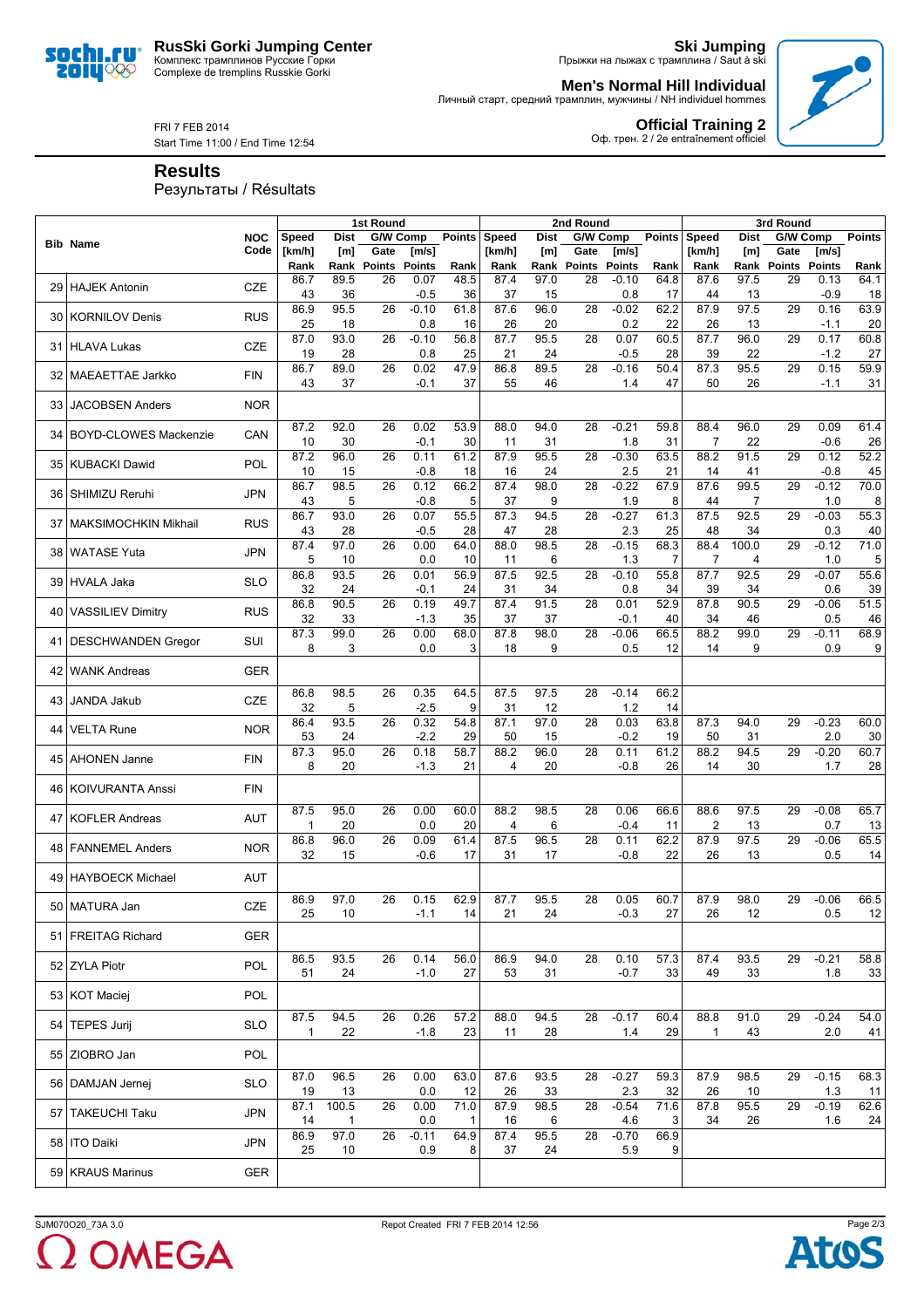**RusSki Gorki Jumping Center**
Комплекс трамплинов Русские Горки
Complexe de tremplins Russkie Gorki

**Ski Jumping**
Прыжки на лыжах с трамплина / Saut à ski

**Men's Normal Hill Individual**
Личный старт, средний трамплин, мужчины / NH individuel hommes

**Official Training 2**
Оф. трен. 2 / 2e entraînement officiel

FRI 7 FEB 2014
Start Time 11:00 / End Time 12:54

## Results

Результаты / Résultats

| Bib | Name | NOC Code | 1st Round Speed [km/h] | Dist [m] | G/W Comp Gate | [m/s] | Points | 2nd Round Speed [km/h] | Dist [m] | G/W Comp Gate | [m/s] | Points | 3rd Round Speed [km/h] | Dist [m] | G/W Comp Gate | [m/s] | Points |
|---|---|---|---|---|---|---|---|---|---|---|---|---|---|---|---|---|---|
| | | | Rank | Rank | Points | Points | Rank | Rank | Rank | Points | Points | Rank | Rank | Rank | Points | Points | Rank |
| 29 | HAJEK Antonin | CZE | 86.7 | 89.5 | 26 | 0.07 | 48.5 | 87.4 | 97.0 | 28 | -0.10 | 64.8 | 87.6 | 97.5 | 29 | 0.13 | 64.1 |
| | | | 43 | 36 | | -0.5 | 36 | 37 | 15 | | 0.8 | 17 | 44 | 13 | | -0.9 | 18 |
| 30 | KORNILOV Denis | RUS | 86.9 | 95.5 | 26 | -0.10 | 61.8 | 87.6 | 96.0 | 28 | -0.02 | 62.2 | 87.9 | 97.5 | 29 | 0.16 | 63.9 |
| | | | 25 | 18 | | 0.8 | 16 | 26 | 20 | | 0.2 | 22 | 26 | 13 | | -1.1 | 20 |
| 31 | HLAVA Lukas | CZE | 87.0 | 93.0 | 26 | -0.10 | 56.8 | 87.7 | 95.5 | 28 | 0.07 | 60.5 | 87.7 | 96.0 | 29 | 0.17 | 60.8 |
| | | | 19 | 28 | | 0.8 | 25 | 21 | 24 | | -0.5 | 28 | 39 | 22 | | -1.2 | 27 |
| 32 | MAEAETTAE Jarkko | FIN | 86.7 | 89.0 | 26 | 0.02 | 47.9 | 86.8 | 89.5 | 28 | -0.16 | 50.4 | 87.3 | 95.5 | 29 | 0.15 | 59.9 |
| | | | 43 | 37 | | -0.1 | 37 | 55 | 46 | | 1.4 | 47 | 50 | 26 | | -1.1 | 31 |
| 33 | JACOBSEN Anders | NOR | | | | | | | | | | | | | | | |
| 34 | BOYD-CLOWES Mackenzie | CAN | 87.2 | 92.0 | 26 | 0.02 | 53.9 | 88.0 | 94.0 | 28 | -0.21 | 59.8 | 88.4 | 96.0 | 29 | 0.09 | 61.4 |
| | | | 10 | 30 | | -0.1 | 30 | 11 | 31 | | 1.8 | 31 | 7 | 22 | | -0.6 | 26 |
| 35 | KUBACKI Dawid | POL | 87.2 | 96.0 | 26 | 0.11 | 61.2 | 87.9 | 95.5 | 28 | -0.30 | 63.5 | 88.2 | 91.5 | 29 | 0.12 | 52.2 |
| | | | 10 | 15 | | -0.8 | 18 | 16 | 24 | | 2.5 | 21 | 14 | 41 | | -0.8 | 45 |
| 36 | SHIMIZU Reruhi | JPN | 86.7 | 98.5 | 26 | 0.12 | 66.2 | 87.4 | 98.0 | 28 | -0.22 | 67.9 | 87.6 | 99.5 | 29 | -0.12 | 70.0 |
| | | | 43 | 5 | | -0.8 | 5 | 37 | 9 | | 1.9 | 8 | 44 | 7 | | 1.0 | 8 |
| 37 | MAKSIMOCHKIN Mikhail | RUS | 86.7 | 93.0 | 26 | 0.07 | 55.5 | 87.3 | 94.5 | 28 | -0.27 | 61.3 | 87.5 | 92.5 | 29 | -0.03 | 55.3 |
| | | | 43 | 28 | | -0.5 | 28 | 47 | 28 | | 2.3 | 25 | 48 | 34 | | 0.3 | 40 |
| 38 | WATASE Yuta | JPN | 87.4 | 97.0 | 26 | 0.00 | 64.0 | 88.0 | 98.5 | 28 | -0.15 | 68.3 | 88.4 | 100.0 | 29 | -0.12 | 71.0 |
| | | | 5 | 10 | | 0.0 | 10 | 11 | 6 | | 1.3 | 7 | 7 | 4 | | 1.0 | 5 |
| 39 | HVALA Jaka | SLO | 86.8 | 93.5 | 26 | 0.01 | 56.9 | 87.5 | 92.5 | 28 | -0.10 | 55.8 | 87.7 | 92.5 | 29 | -0.07 | 55.6 |
| | | | 32 | 24 | | -0.1 | 24 | 31 | 34 | | 0.8 | 34 | 39 | 34 | | 0.6 | 39 |
| 40 | VASSILIEV Dimitry | RUS | 86.8 | 90.5 | 26 | 0.19 | 49.7 | 87.4 | 91.5 | 28 | 0.01 | 52.9 | 87.8 | 90.5 | 29 | -0.06 | 51.5 |
| | | | 32 | 33 | | -1.3 | 35 | 37 | 37 | | -0.1 | 40 | 34 | 46 | | 0.5 | 46 |
| 41 | DESCHWANDEN Gregor | SUI | 87.3 | 99.0 | 26 | 0.00 | 68.0 | 87.8 | 98.0 | 28 | -0.06 | 66.5 | 88.2 | 99.0 | 29 | -0.11 | 68.9 |
| | | | 8 | 3 | | 0.0 | 3 | 18 | 9 | | 0.5 | 12 | 14 | 9 | | 0.9 | 9 |
| 42 | WANK Andreas | GER | | | | | | | | | | | | | | | |
| 43 | JANDA Jakub | CZE | 86.8 | 98.5 | 26 | 0.35 | 64.5 | 87.5 | 97.5 | 28 | -0.14 | 66.2 | | | | | |
| | | | 32 | 5 | | -2.5 | 9 | 31 | 12 | | 1.2 | 14 | | | | | |
| 44 | VELTA Rune | NOR | 86.4 | 93.5 | 26 | 0.32 | 54.8 | 87.1 | 97.0 | 28 | 0.03 | 63.8 | 87.3 | 94.0 | 29 | -0.23 | 60.0 |
| | | | 53 | 24 | | -2.2 | 29 | 50 | 15 | | -0.2 | 19 | 50 | 31 | | 2.0 | 30 |
| 45 | AHONEN Janne | FIN | 87.3 | 95.0 | 26 | 0.18 | 58.7 | 88.2 | 96.0 | 28 | 0.11 | 61.2 | 88.2 | 94.5 | 29 | -0.20 | 60.7 |
| | | | 8 | 20 | | -1.3 | 21 | 4 | 20 | | -0.8 | 26 | 14 | 30 | | 1.7 | 28 |
| 46 | KOIVURANTA Anssi | FIN | | | | | | | | | | | | | | | |
| 47 | KOFLER Andreas | AUT | 87.5 | 95.0 | 26 | 0.00 | 60.0 | 88.2 | 98.5 | 28 | 0.06 | 66.6 | 88.6 | 97.5 | 29 | -0.08 | 65.7 |
| | | | 1 | 20 | | 0.0 | 20 | 4 | 6 | | -0.4 | 11 | 2 | 13 | | 0.7 | 13 |
| 48 | FANNEMEL Anders | NOR | 86.8 | 96.0 | 26 | 0.09 | 61.4 | 87.5 | 96.5 | 28 | 0.11 | 62.2 | 87.9 | 97.5 | 29 | -0.06 | 65.5 |
| | | | 32 | 15 | | -0.6 | 17 | 31 | 17 | | -0.8 | 22 | 26 | 13 | | 0.5 | 14 |
| 49 | HAYBOECK Michael | AUT | | | | | | | | | | | | | | | |
| 50 | MATURA Jan | CZE | 86.9 | 97.0 | 26 | 0.15 | 62.9 | 87.7 | 95.5 | 28 | 0.05 | 60.7 | 87.9 | 98.0 | 29 | -0.06 | 66.5 |
| | | | 25 | 10 | | -1.1 | 14 | 21 | 24 | | -0.3 | 27 | 26 | 12 | | 0.5 | 12 |
| 51 | FREITAG Richard | GER | | | | | | | | | | | | | | | |
| 52 | ZYLA Piotr | POL | 86.5 | 93.5 | 26 | 0.14 | 56.0 | 86.9 | 94.0 | 28 | 0.10 | 57.3 | 87.4 | 93.5 | 29 | -0.21 | 58.8 |
| | | | 51 | 24 | | -1.0 | 27 | 53 | 31 | | -0.7 | 33 | 49 | 33 | | 1.8 | 33 |
| 53 | KOT Maciej | POL | | | | | | | | | | | | | | | |
| 54 | TEPES Jurij | SLO | 87.5 | 94.5 | 26 | 0.26 | 57.2 | 88.0 | 94.5 | 28 | -0.17 | 60.4 | 88.8 | 91.0 | 29 | -0.24 | 54.0 |
| | | | 1 | 22 | | -1.8 | 23 | 11 | 28 | | 1.4 | 29 | 1 | 43 | | 2.0 | 41 |
| 55 | ZIOBRO Jan | POL | | | | | | | | | | | | | | | |
| 56 | DAMJAN Jernej | SLO | 87.0 | 96.5 | 26 | 0.00 | 63.0 | 87.6 | 93.5 | 28 | -0.27 | 59.3 | 87.9 | 98.5 | 29 | -0.15 | 68.3 |
| | | | 19 | 13 | | 0.0 | 12 | 26 | 33 | | 2.3 | 32 | 26 | 10 | | 1.3 | 11 |
| 57 | TAKEUCHI Taku | JPN | 87.1 | 100.5 | 26 | 0.00 | 71.0 | 87.9 | 98.5 | 28 | -0.54 | 71.6 | 87.8 | 95.5 | 29 | -0.19 | 62.6 |
| | | | 14 | 1 | | 0.0 | 1 | 16 | 6 | | 4.6 | 3 | 34 | 26 | | 1.6 | 24 |
| 58 | ITO Daiki | JPN | 86.9 | 97.0 | 26 | -0.11 | 64.9 | 87.4 | 95.5 | 28 | -0.70 | 66.9 | | | | | |
| | | | 25 | 10 | | 0.9 | 8 | 37 | 24 | | 5.9 | 9 | | | | | |
| 59 | KRAUS Marinus | GER | | | | | | | | | | | | | | | |

SJM070O20_73A 3.0 Repot Created FRI 7 FEB 2014 12:56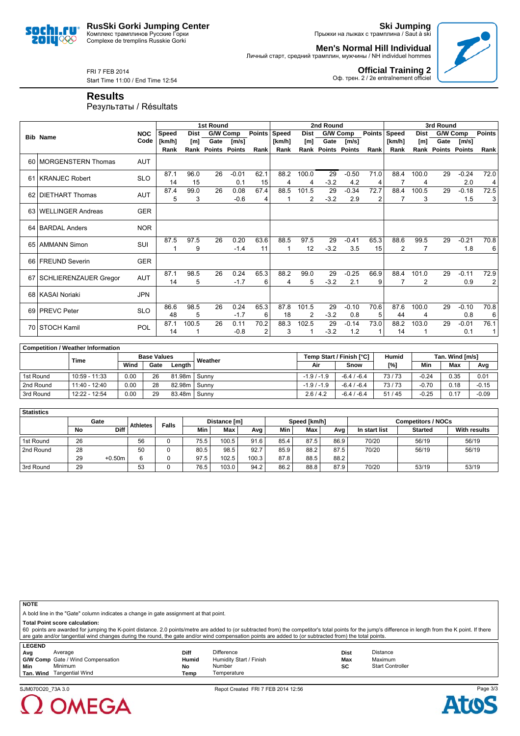**RusSki Gorki Jumping Center**
Комплекс трамплинов Русские Горки
Complexe de tremplins Russkie Gorki

**Ski Jumping**
Прыжки на лыжах с трамплина / Saut à ski

**Men's Normal Hill Individual**
Личный старт, средний трамплин, мужчины / NH individuel hommes

**Official Training 2**
Оф. трен. 2 / 2e entraînement officiel

FRI 7 FEB 2014
Start Time 11:00 / End Time 12:54

## Results

Результаты / Résultats

| Bib | Name | NOC Code | 1st Round Speed [km/h] Rank | Dist [m] Rank | G/W Comp Gate Points | [m/s] Points | Points Rank | 2nd Round Speed [km/h] Rank | Dist [m] Rank | G/W Comp Gate Points | [m/s] Points | Points Rank | 3rd Round Speed [km/h] Rank | Dist [m] Rank | G/W Comp Gate Points | [m/s] Points | Points Rank |
|---|---|---|---|---|---|---|---|---|---|---|---|---|---|---|---|---|---|
| 60 | MORGENSTERN Thomas | AUT | | | | | | | | | | | | | | | |
| 61 | KRANJEC Robert | SLO | 87.1 / 14 | 96.0 / 15 | 26 | -0.01 / 0.1 | 62.1 / 15 | 88.2 / 4 | 100.0 / 4 | 29 / -3.2 | -0.50 / 4.2 | 71.0 / 4 | 88.4 / 7 | 100.0 / 4 | 29 | -0.24 / 2.0 | 72.0 / 4 |
| 62 | DIETHART Thomas | AUT | 87.4 / 5 | 99.0 / 3 | 26 | 0.08 / -0.6 | 67.4 / 4 | 88.5 / 1 | 101.5 / 2 | 29 / -3.2 | -0.34 / 2.9 | 72.7 / 2 | 88.4 / 7 | 100.5 / 3 | 29 | -0.18 / 1.5 | 72.5 / 3 |
| 63 | WELLINGER Andreas | GER | | | | | | | | | | | | | | | |
| 64 | BARDAL Anders | NOR | | | | | | | | | | | | | | | |
| 65 | AMMANN Simon | SUI | 87.5 / 1 | 97.5 / 9 | 26 | 0.20 / -1.4 | 63.6 / 11 | 88.5 / 1 | 97.5 / 12 | 29 / -3.2 | -0.41 / 3.5 | 65.3 / 15 | 88.6 / 2 | 99.5 / 7 | 29 | -0.21 / 1.8 | 70.8 / 6 |
| 66 | FREUND Severin | GER | | | | | | | | | | | | | | | |
| 67 | SCHLIERENZAUER Gregor | AUT | 87.1 / 14 | 98.5 / 5 | 26 | 0.24 / -1.7 | 65.3 / 6 | 88.2 / 4 | 99.0 / 5 | 29 / -3.2 | -0.25 / 2.1 | 66.9 / 9 | 88.4 / 7 | 101.0 / 2 | 29 | -0.11 / 0.9 | 72.9 / 2 |
| 68 | KASAI Noriaki | JPN | | | | | | | | | | | | | | | |
| 69 | PREVC Peter | SLO | 86.6 / 48 | 98.5 / 5 | 26 | 0.24 / -1.7 | 65.3 / 6 | 87.8 / 18 | 101.5 / 2 | 29 / -3.2 | -0.10 / 0.8 | 70.6 / 5 | 87.6 / 44 | 100.0 / 4 | 29 | -0.10 / 0.8 | 70.8 / 6 |
| 70 | STOCH Kamil | POL | 87.1 / 14 | 100.5 / 1 | 26 | 0.11 / -0.8 | 70.2 / 2 | 88.3 / 3 | 102.5 / 1 | 29 / -3.2 | -0.14 / 1.2 | 73.0 / 1 | 88.2 / 14 | 103.0 / 1 | 29 | -0.01 / 0.1 | 76.1 / 1 |

**Competition / Weather Information**

| | Time | Base Values Wind | Gate | Length | Weather | Temp Start / Finish [°C] Air | Snow | Humid [%] | Tan. Wind [m/s] Min | Max | Avg |
|---|---|---|---|---|---|---|---|---|---|---|---|
| 1st Round | 10:59 - 11:33 | 0.00 | 26 | 81.98m | Sunny | -1.9 / -1.9 | -6.4 / -6.4 | 73 / 73 | -0.24 | 0.35 | 0.01 |
| 2nd Round | 11:40 - 12:40 | 0.00 | 28 | 82.98m | Sunny | -1.9 / -1.9 | -6.4 / -6.4 | 73 / 73 | -0.70 | 0.18 | -0.15 |
| 3rd Round | 12:22 - 12:54 | 0.00 | 29 | 83.48m | Sunny | 2.6 / 4.2 | -6.4 / -6.4 | 51 / 45 | -0.25 | 0.17 | -0.09 |

**Statistics**

| | Gate No | Diff | Athletes | Falls | Distance [m] Min | Max | Avg | Speed [km/h] Min | Max | Avg | Competitors / NOCs In start list | Started | With results |
|---|---|---|---|---|---|---|---|---|---|---|---|---|---|
| 1st Round | 26 | | 56 | 0 | 75.5 | 100.5 | 91.6 | 85.4 | 87.5 | 86.9 | 70/20 | 56/19 | 56/19 |
| 2nd Round | 28 | | 50 | 0 | 80.5 | 98.5 | 92.7 | 85.9 | 88.2 | 87.5 | 70/20 | 56/19 | 56/19 |
| | 29 | +0.50m | 6 | 0 | 97.5 | 102.5 | 100.3 | 87.8 | 88.5 | 88.2 | | | |
| 3rd Round | 29 | | 53 | 0 | 76.5 | 103.0 | 94.2 | 86.2 | 88.8 | 87.9 | 70/20 | 53/19 | 53/19 |

**NOTE**

A bold line in the "Gate" column indicates a change in gate assignment at that point.

**Total Point score calculation:**
60 points are awarded for jumping the K-point distance. 2.0 points/metre are added to (or subtracted from) the competitor's total points for the jump's difference in length from the K point. If there are gate and/or tangential wind changes during the round, the gate and/or wind compensation points are added to (or subtracted from) the total points.

**LEGEND**

| | | | | | |
|---|---|---|---|---|---|
| Avg | Average | Diff | Difference | Dist | Distance |
| G/W Comp | Gate / Wind Compensation | Humid | Humidity Start / Finish | Max | Maximum |
| Min | Minimum | No | Number | SC | Start Controller |
| Tan. Wind | Tangential Wind | Temp | Temperature | | |

SJM070O20_73A 3.0 Repot Created FRI 7 FEB 2014 12:56